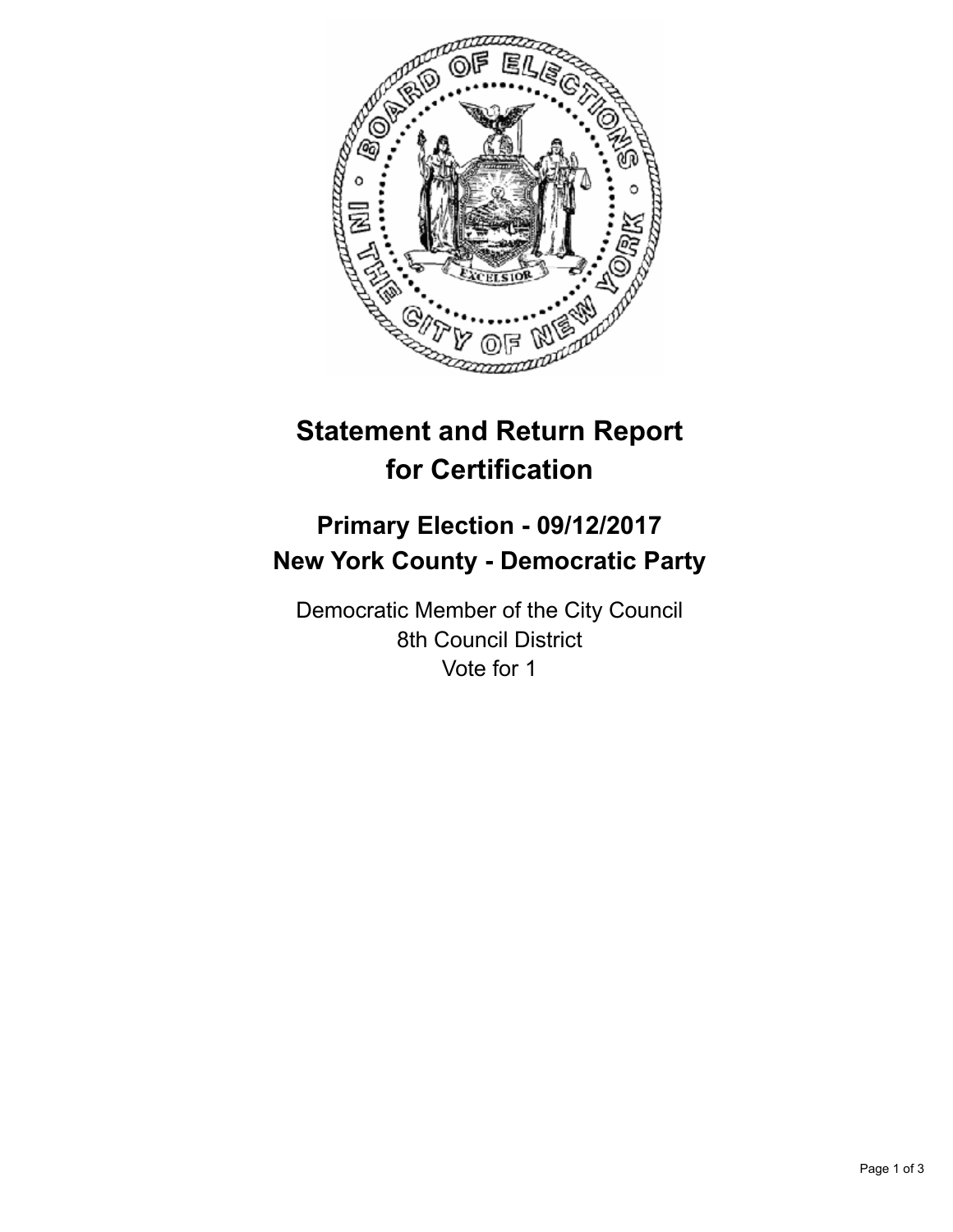# Statement and Return Report for Certification

## Primary Election - 09/12/2017
## New York County - Democratic Party

Democratic Member of the City Council
8th Council District
Vote for 1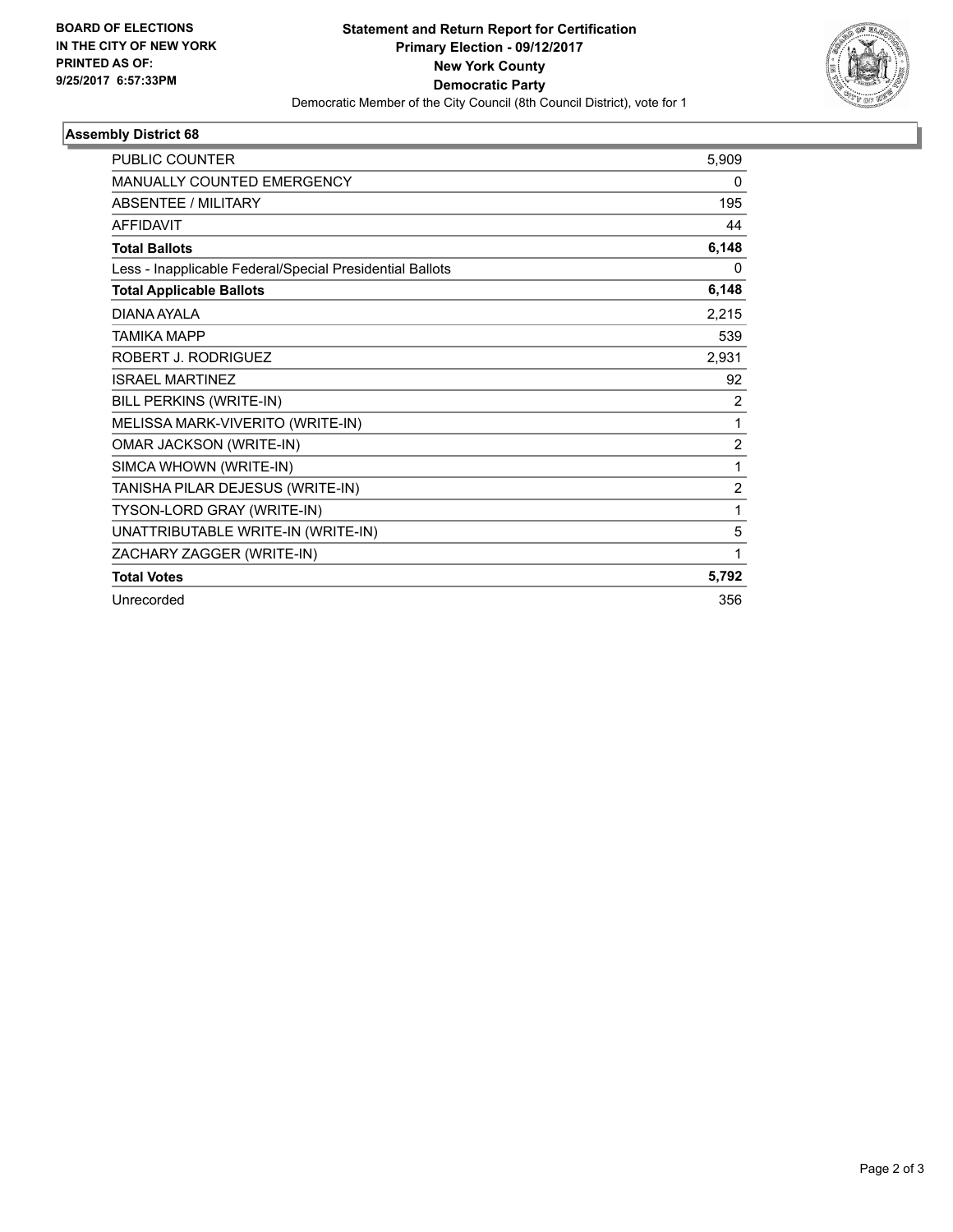**BOARD OF ELECTIONS**
**IN THE CITY OF NEW YORK**
**PRINTED AS OF:**
**9/25/2017 6:57:33PM**

**Statement and Return Report for Certification**
**Primary Election - 09/12/2017**
**New York County**
**Democratic Party**
Democratic Member of the City Council (8th Council District), vote for 1

### Assembly District 68

| | |
|---|---|
| PUBLIC COUNTER | 5,909 |
| MANUALLY COUNTED EMERGENCY | 0 |
| ABSENTEE / MILITARY | 195 |
| AFFIDAVIT | 44 |
| **Total Ballots** | **6,148** |
| Less - Inapplicable Federal/Special Presidential Ballots | 0 |
| **Total Applicable Ballots** | **6,148** |
| DIANA AYALA | 2,215 |
| TAMIKA MAPP | 539 |
| ROBERT J. RODRIGUEZ | 2,931 |
| ISRAEL MARTINEZ | 92 |
| BILL PERKINS (WRITE-IN) | 2 |
| MELISSA MARK-VIVERITO (WRITE-IN) | 1 |
| OMAR JACKSON (WRITE-IN) | 2 |
| SIMCA WHOWN (WRITE-IN) | 1 |
| TANISHA PILAR DEJESUS (WRITE-IN) | 2 |
| TYSON-LORD GRAY (WRITE-IN) | 1 |
| UNATTRIBUTABLE WRITE-IN (WRITE-IN) | 5 |
| ZACHARY ZAGGER (WRITE-IN) | 1 |
| **Total Votes** | **5,792** |
| Unrecorded | 356 |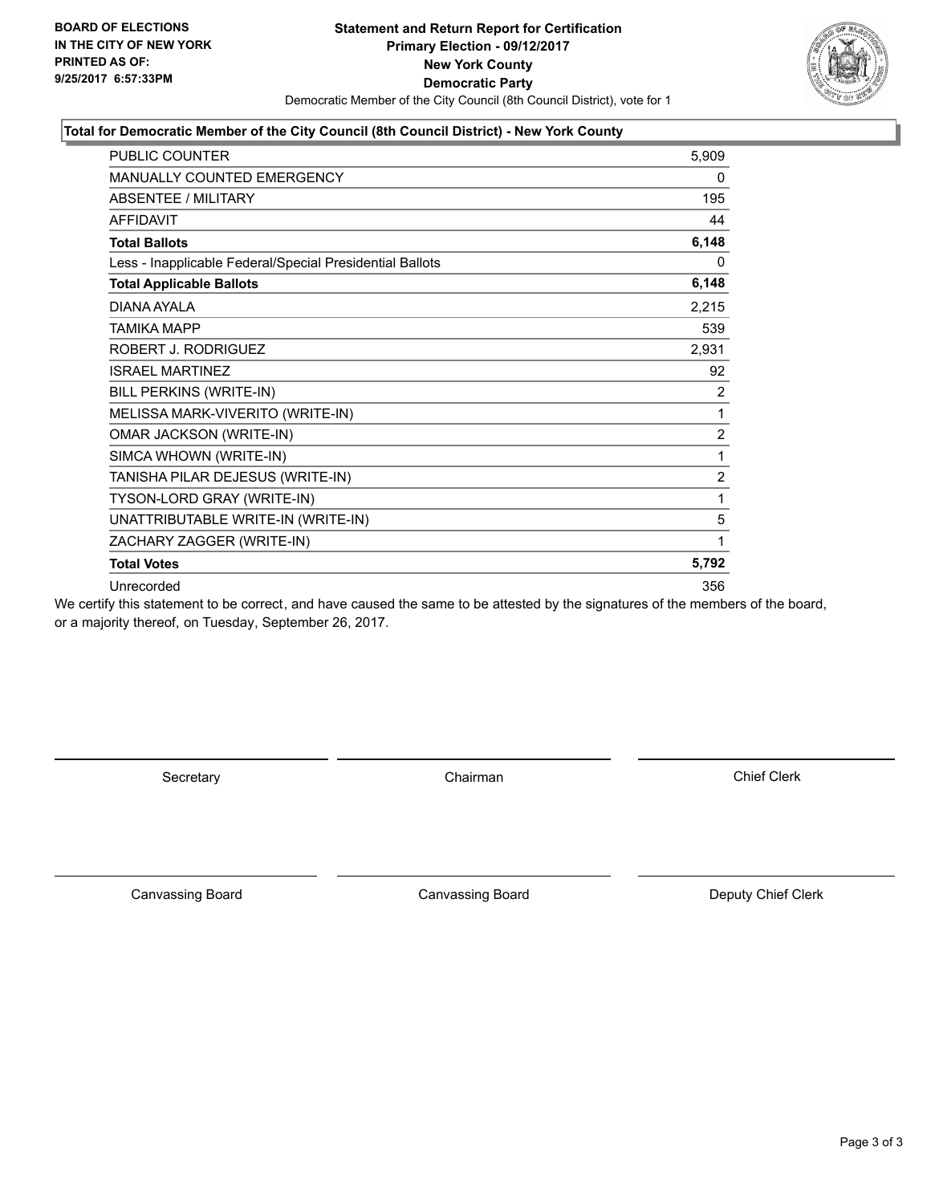**BOARD OF ELECTIONS IN THE CITY OF NEW YORK PRINTED AS OF: 9/25/2017 6:57:33PM**

**Statement and Return Report for Certification**
**Primary Election - 09/12/2017**
**New York County**
**Democratic Party**
Democratic Member of the City Council (8th Council District), vote for 1

**Total for Democratic Member of the City Council (8th Council District) - New York County**

| | |
|---|---|
| PUBLIC COUNTER | 5,909 |
| MANUALLY COUNTED EMERGENCY | 0 |
| ABSENTEE / MILITARY | 195 |
| AFFIDAVIT | 44 |
| **Total Ballots** | **6,148** |
| Less - Inapplicable Federal/Special Presidential Ballots | 0 |
| **Total Applicable Ballots** | **6,148** |
| DIANA AYALA | 2,215 |
| TAMIKA MAPP | 539 |
| ROBERT J. RODRIGUEZ | 2,931 |
| ISRAEL MARTINEZ | 92 |
| BILL PERKINS (WRITE-IN) | 2 |
| MELISSA MARK-VIVERITO (WRITE-IN) | 1 |
| OMAR JACKSON (WRITE-IN) | 2 |
| SIMCA WHOWN (WRITE-IN) | 1 |
| TANISHA PILAR DEJESUS (WRITE-IN) | 2 |
| TYSON-LORD GRAY (WRITE-IN) | 1 |
| UNATTRIBUTABLE WRITE-IN (WRITE-IN) | 5 |
| ZACHARY ZAGGER (WRITE-IN) | 1 |
| **Total Votes** | **5,792** |
| Unrecorded | 356 |

We certify this statement to be correct, and have caused the same to be attested by the signatures of the members of the board, or a majority thereof, on Tuesday, September 26, 2017.

Secretary | Chairman | Chief Clerk

Canvassing Board | Canvassing Board | Deputy Chief Clerk